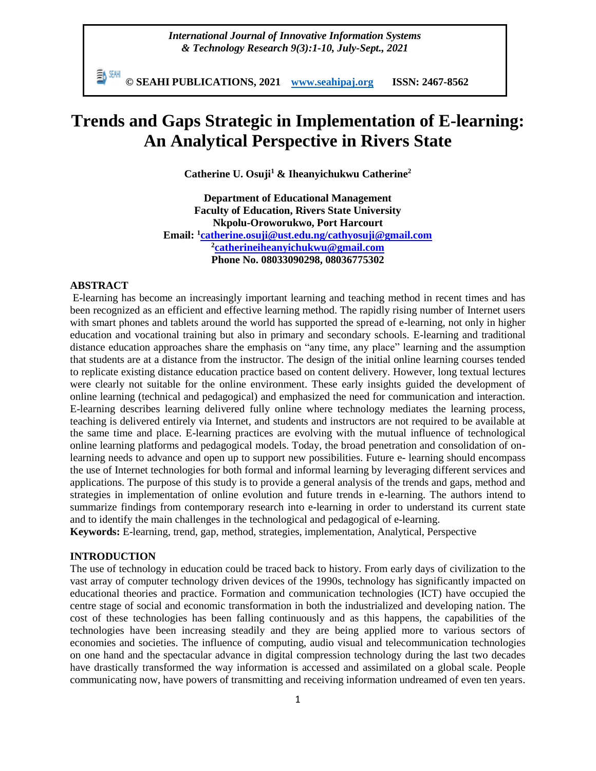*International Journal of Innovative Information Systems & Technology Research 9(3):1-10, July-Sept., 2021*

**© SEAHI PUBLICATIONS, 2021 [www.seahipaj.org](http://www.seahipaj.org) ISSN: 2467-8562**

# Trends and Gaps Strategic in Implementation of E-learning: An Analytical Perspective in Rivers State

**Catherine U. Osuji[1] & Iheanyichukwu Catherine[2]**

**Department of Educational Management**
**Faculty of Education, Rivers State University**
**Nkpolu-Oroworukwo, Port Harcourt**
**Email: [1]catherine.osuji@ust.edu.ng/cathyosuji@gmail.com**
**[2]catherineiheanyichukwu@gmail.com**
**Phone No. 08033090298, 08036775302**

## ABSTRACT

E-learning has become an increasingly important learning and teaching method in recent times and has been recognized as an efficient and effective learning method. The rapidly rising number of Internet users with smart phones and tablets around the world has supported the spread of e-learning, not only in higher education and vocational training but also in primary and secondary schools. E-learning and traditional distance education approaches share the emphasis on "any time, any place" learning and the assumption that students are at a distance from the instructor. The design of the initial online learning courses tended to replicate existing distance education practice based on content delivery. However, long textual lectures were clearly not suitable for the online environment. These early insights guided the development of online learning (technical and pedagogical) and emphasized the need for communication and interaction. E-learning describes learning delivered fully online where technology mediates the learning process, teaching is delivered entirely via Internet, and students and instructors are not required to be available at the same time and place. E-learning practices are evolving with the mutual influence of technological online learning platforms and pedagogical models. Today, the broad penetration and consolidation of on-learning needs to advance and open up to support new possibilities. Future e- learning should encompass the use of Internet technologies for both formal and informal learning by leveraging different services and applications. The purpose of this study is to provide a general analysis of the trends and gaps, method and strategies in implementation of online evolution and future trends in e-learning. The authors intend to summarize findings from contemporary research into e-learning in order to understand its current state and to identify the main challenges in the technological and pedagogical of e-learning.

**Keywords:** E-learning, trend, gap, method, strategies, implementation, Analytical, Perspective

## INTRODUCTION

The use of technology in education could be traced back to history. From early days of civilization to the vast array of computer technology driven devices of the 1990s, technology has significantly impacted on educational theories and practice. Formation and communication technologies (ICT) have occupied the centre stage of social and economic transformation in both the industrialized and developing nation. The cost of these technologies has been falling continuously and as this happens, the capabilities of the technologies have been increasing steadily and they are being applied more to various sectors of economies and societies. The influence of computing, audio visual and telecommunication technologies on one hand and the spectacular advance in digital compression technology during the last two decades have drastically transformed the way information is accessed and assimilated on a global scale. People communicating now, have powers of transmitting and receiving information undreamed of even ten years.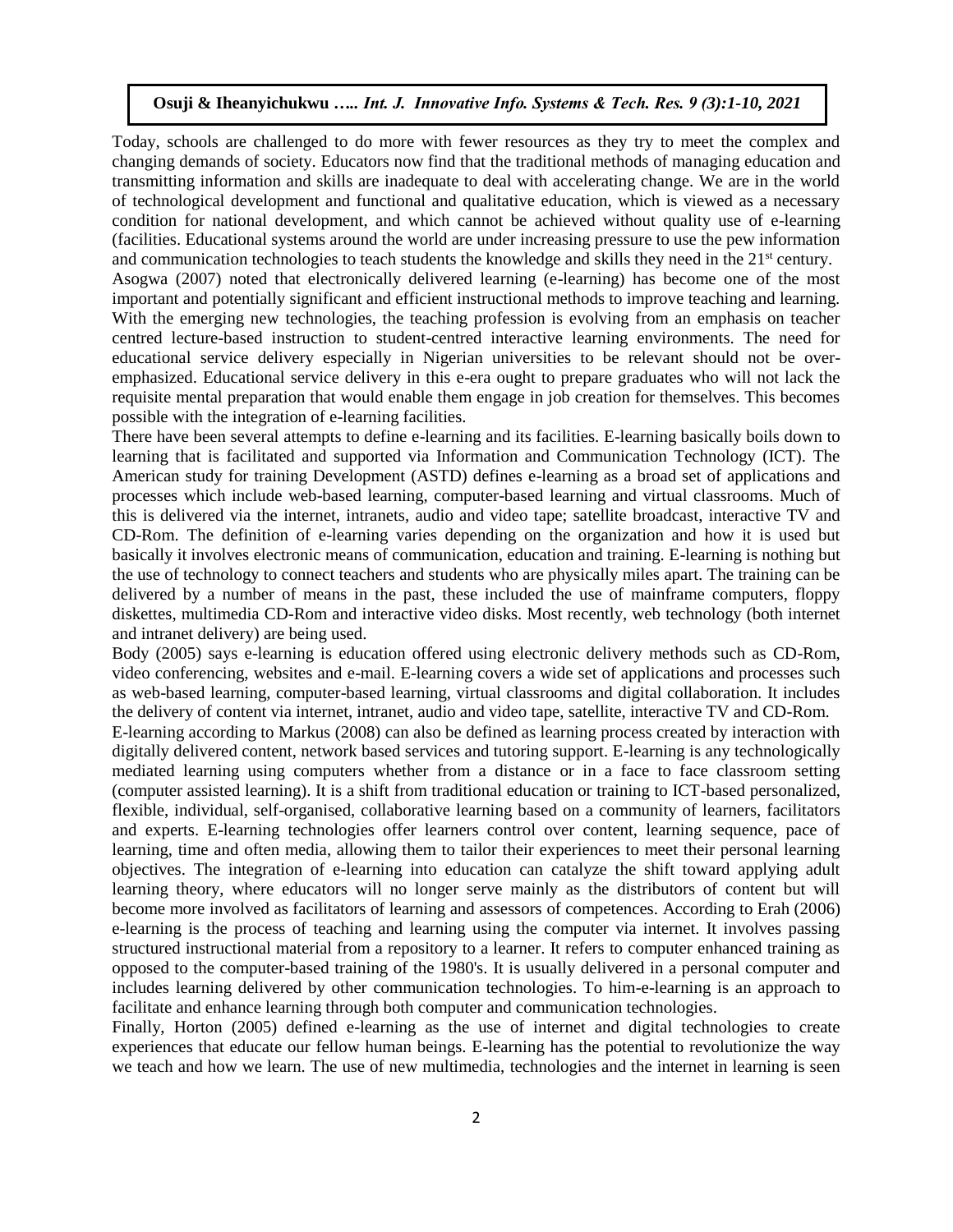Today, schools are challenged to do more with fewer resources as they try to meet the complex and changing demands of society. Educators now find that the traditional methods of managing education and transmitting information and skills are inadequate to deal with accelerating change. We are in the world of technological development and functional and qualitative education, which is viewed as a necessary condition for national development, and which cannot be achieved without quality use of e-learning (facilities. Educational systems around the world are under increasing pressure to use the pew information and communication technologies to teach students the knowledge and skills they need in the 21st century.

Asogwa (2007) noted that electronically delivered learning (e-learning) has become one of the most important and potentially significant and efficient instructional methods to improve teaching and learning. With the emerging new technologies, the teaching profession is evolving from an emphasis on teacher centred lecture-based instruction to student-centred interactive learning environments. The need for educational service delivery especially in Nigerian universities to be relevant should not be over-emphasized. Educational service delivery in this e-era ought to prepare graduates who will not lack the requisite mental preparation that would enable them engage in job creation for themselves. This becomes possible with the integration of e-learning facilities.

There have been several attempts to define e-learning and its facilities. E-learning basically boils down to learning that is facilitated and supported via Information and Communication Technology (ICT). The American study for training Development (ASTD) defines e-learning as a broad set of applications and processes which include web-based learning, computer-based learning and virtual classrooms. Much of this is delivered via the internet, intranets, audio and video tape; satellite broadcast, interactive TV and CD-Rom. The definition of e-learning varies depending on the organization and how it is used but basically it involves electronic means of communication, education and training. E-learning is nothing but the use of technology to connect teachers and students who are physically miles apart. The training can be delivered by a number of means in the past, these included the use of mainframe computers, floppy diskettes, multimedia CD-Rom and interactive video disks. Most recently, web technology (both internet and intranet delivery) are being used.

Body (2005) says e-learning is education offered using electronic delivery methods such as CD-Rom, video conferencing, websites and e-mail. E-learning covers a wide set of applications and processes such as web-based learning, computer-based learning, virtual classrooms and digital collaboration. It includes the delivery of content via internet, intranet, audio and video tape, satellite, interactive TV and CD-Rom.

E-learning according to Markus (2008) can also be defined as learning process created by interaction with digitally delivered content, network based services and tutoring support. E-learning is any technologically mediated learning using computers whether from a distance or in a face to face classroom setting (computer assisted learning). It is a shift from traditional education or training to ICT-based personalized, flexible, individual, self-organised, collaborative learning based on a community of learners, facilitators and experts. E-learning technologies offer learners control over content, learning sequence, pace of learning, time and often media, allowing them to tailor their experiences to meet their personal learning objectives. The integration of e-learning into education can catalyze the shift toward applying adult learning theory, where educators will no longer serve mainly as the distributors of content but will become more involved as facilitators of learning and assessors of competences. According to Erah (2006) e-learning is the process of teaching and learning using the computer via internet. It involves passing structured instructional material from a repository to a learner. It refers to computer enhanced training as opposed to the computer-based training of the 1980's. It is usually delivered in a personal computer and includes learning delivered by other communication technologies. To him-e-learning is an approach to facilitate and enhance learning through both computer and communication technologies.

Finally, Horton (2005) defined e-learning as the use of internet and digital technologies to create experiences that educate our fellow human beings. E-learning has the potential to revolutionize the way we teach and how we learn. The use of new multimedia, technologies and the internet in learning is seen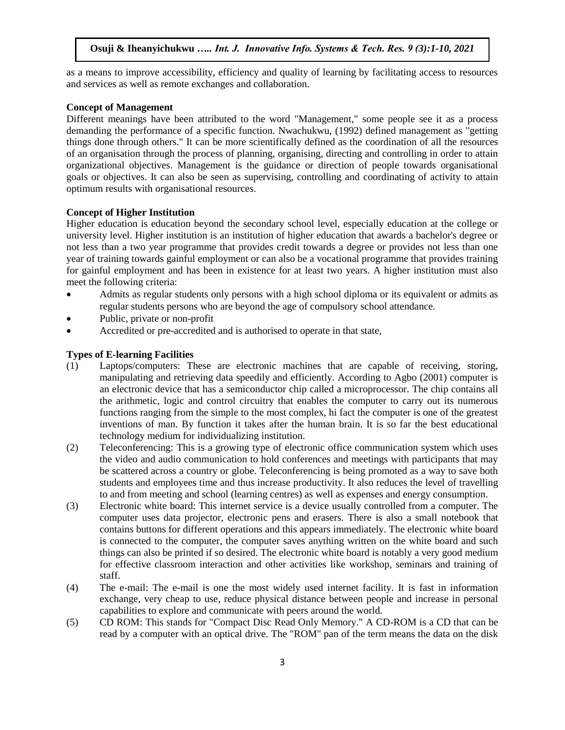as a means to improve accessibility, efficiency and quality of learning by facilitating access to resources and services as well as remote exchanges and collaboration.

**Concept of Management**

Different meanings have been attributed to the word "Management," some people see it as a process demanding the performance of a specific function. Nwachukwu, (1992) defined management as "getting things done through others." It can be more scientifically defined as the coordination of all the resources of an organisation through the process of planning, organising, directing and controlling in order to attain organizational objectives. Management is the guidance or direction of people towards organisational goals or objectives. It can also be seen as supervising, controlling and coordinating of activity to attain optimum results with organisational resources.

**Concept of Higher Institution**

Higher education is education beyond the secondary school level, especially education at the college or university level. Higher institution is an institution of higher education that awards a bachelor's degree or not less than a two year programme that provides credit towards a degree or provides not less than one year of training towards gainful employment or can also be a vocational programme that provides training for gainful employment and has been in existence for at least two years. A higher institution must also meet the following criteria:

- Admits as regular students only persons with a high school diploma or its equivalent or admits as regular students persons who are beyond the age of compulsory school attendance.
- Public, private or non-profit
- Accredited or pre-accredited and is authorised to operate in that state,

**Types of E-learning Facilities**

(1) Laptops/computers: These are electronic machines that are capable of receiving, storing, manipulating and retrieving data speedily and efficiently. According to Agbo (2001) computer is an electronic device that has a semiconductor chip called a microprocessor. The chip contains all the arithmetic, logic and control circuitry that enables the computer to carry out its numerous functions ranging from the simple to the most complex, hi fact the computer is one of the greatest inventions of man. By function it takes after the human brain. It is so far the best educational technology medium for individualizing institution.

(2) Teleconferencing: This is a growing type of electronic office communication system which uses the video and audio communication to hold conferences and meetings with participants that may be scattered across a country or globe. Teleconferencing is being promoted as a way to save both students and employees time and thus increase productivity. It also reduces the level of travelling to and from meeting and school (learning centres) as well as expenses and energy consumption.

(3) Electronic white board: This internet service is a device usually controlled from a computer. The computer uses data projector, electronic pens and erasers. There is also a small notebook that contains buttons for different operations and this appears immediately. The electronic white board is connected to the computer, the computer saves anything written on the white board and such things can also be printed if so desired. The electronic white board is notably a very good medium for effective classroom interaction and other activities like workshop, seminars and training of staff.

(4) The e-mail: The e-mail is one the most widely used internet facility. It is fast in information exchange, very cheap to use, reduce physical distance between people and increase in personal capabilities to explore and communicate with peers around the world.

(5) CD ROM: This stands for "Compact Disc Read Only Memory." A CD-ROM is a CD that can be read by a computer with an optical drive. The "ROM" pan of the term means the data on the disk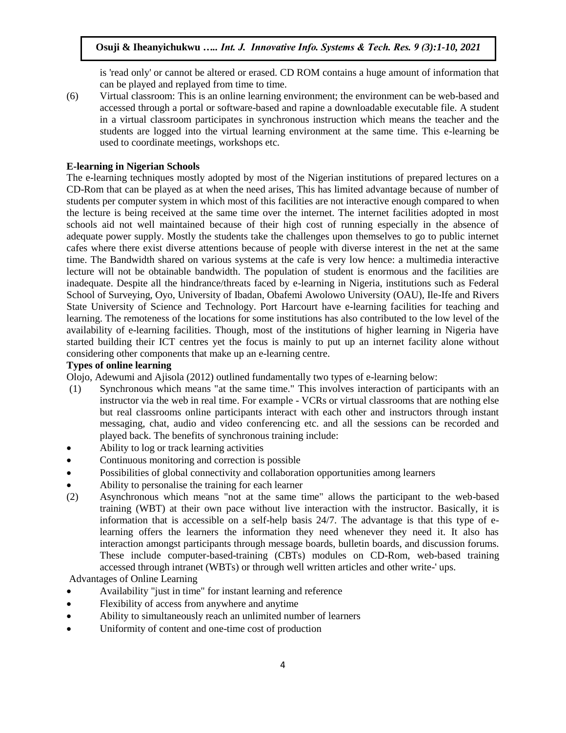is 'read only' or cannot be altered or erased. CD ROM contains a huge amount of information that can be played and replayed from time to time.

(6) Virtual classroom: This is an online learning environment; the environment can be web-based and accessed through a portal or software-based and rapine a downloadable executable file. A student in a virtual classroom participates in synchronous instruction which means the teacher and the students are logged into the virtual learning environment at the same time. This e-learning be used to coordinate meetings, workshops etc.

**E-learning in Nigerian Schools**

The e-learning techniques mostly adopted by most of the Nigerian institutions of prepared lectures on a CD-Rom that can be played as at when the need arises, This has limited advantage because of number of students per computer system in which most of this facilities are not interactive enough compared to when the lecture is being received at the same time over the internet. The internet facilities adopted in most schools aid not well maintained because of their high cost of running especially in the absence of adequate power supply. Mostly the students take the challenges upon themselves to go to public internet cafes where there exist diverse attentions because of people with diverse interest in the net at the same time. The Bandwidth shared on various systems at the cafe is very low hence: a multimedia interactive lecture will not be obtainable bandwidth. The population of student is enormous and the facilities are inadequate. Despite all the hindrance/threats faced by e-learning in Nigeria, institutions such as Federal School of Surveying, Oyo, University of Ibadan, Obafemi Awolowo University (OAU), Ile-Ife and Rivers State University of Science and Technology. Port Harcourt have e-learning facilities for teaching and learning. The remoteness of the locations for some institutions has also contributed to the low level of the availability of e-learning facilities. Though, most of the institutions of higher learning in Nigeria have started building their ICT centres yet the focus is mainly to put up an internet facility alone without considering other components that make up an e-learning centre.

**Types of online learning**

Olojo, Adewumi and Ajisola (2012) outlined fundamentally two types of e-learning below:

(1) Synchronous which means "at the same time." This involves interaction of participants with an instructor via the web in real time. For example - VCRs or virtual classrooms that are nothing else but real classrooms online participants interact with each other and instructors through instant messaging, chat, audio and video conferencing etc. and all the sessions can be recorded and played back. The benefits of synchronous training include:

- Ability to log or track learning activities
- Continuous monitoring and correction is possible
- Possibilities of global connectivity and collaboration opportunities among learners
- Ability to personalise the training for each learner

(2) Asynchronous which means "not at the same time" allows the participant to the web-based training (WBT) at their own pace without live interaction with the instructor. Basically, it is information that is accessible on a self-help basis 24/7. The advantage is that this type of e-learning offers the learners the information they need whenever they need it. It also has interaction amongst participants through message boards, bulletin boards, and discussion forums. These include computer-based-training (CBTs) modules on CD-Rom, web-based training accessed through intranet (WBTs) or through well written articles and other write-' ups.

Advantages of Online Learning

- Availability "just in time" for instant learning and reference
- Flexibility of access from anywhere and anytime
- Ability to simultaneously reach an unlimited number of learners
- Uniformity of content and one-time cost of production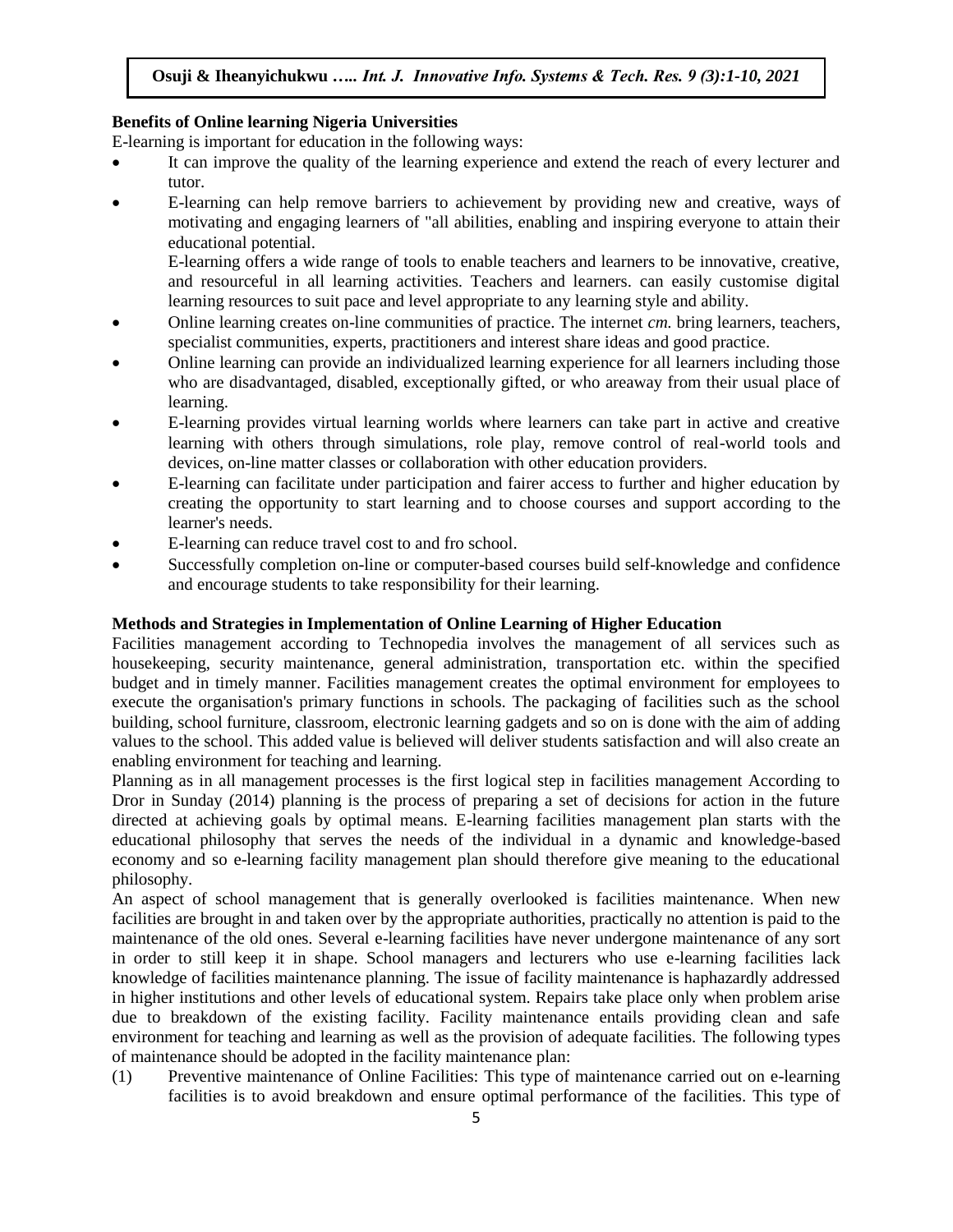**Benefits of Online learning Nigeria Universities**

E-learning is important for education in the following ways:

- It can improve the quality of the learning experience and extend the reach of every lecturer and tutor.
- E-learning can help remove barriers to achievement by providing new and creative, ways of motivating and engaging learners of "all abilities, enabling and inspiring everyone to attain their educational potential.

  E-learning offers a wide range of tools to enable teachers and learners to be innovative, creative, and resourceful in all learning activities. Teachers and learners. can easily customise digital learning resources to suit pace and level appropriate to any learning style and ability.
- Online learning creates on-line communities of practice. The internet *cm.* bring learners, teachers, specialist communities, experts, practitioners and interest share ideas and good practice.
- Online learning can provide an individualized learning experience for all learners including those who are disadvantaged, disabled, exceptionally gifted, or who areaway from their usual place of learning.
- E-learning provides virtual learning worlds where learners can take part in active and creative learning with others through simulations, role play, remove control of real-world tools and devices, on-line matter classes or collaboration with other education providers.
- E-learning can facilitate under participation and fairer access to further and higher education by creating the opportunity to start learning and to choose courses and support according to the learner's needs.
- E-learning can reduce travel cost to and fro school.
- Successfully completion on-line or computer-based courses build self-knowledge and confidence and encourage students to take responsibility for their learning.

**Methods and Strategies in Implementation of Online Learning of Higher Education**

Facilities management according to Technopedia involves the management of all services such as housekeeping, security maintenance, general administration, transportation etc. within the specified budget and in timely manner. Facilities management creates the optimal environment for employees to execute the organisation's primary functions in schools. The packaging of facilities such as the school building, school furniture, classroom, electronic learning gadgets and so on is done with the aim of adding values to the school. This added value is believed will deliver students satisfaction and will also create an enabling environment for teaching and learning.

Planning as in all management processes is the first logical step in facilities management According to Dror in Sunday (2014) planning is the process of preparing a set of decisions for action in the future directed at achieving goals by optimal means. E-learning facilities management plan starts with the educational philosophy that serves the needs of the individual in a dynamic and knowledge-based economy and so e-learning facility management plan should therefore give meaning to the educational philosophy.

An aspect of school management that is generally overlooked is facilities maintenance. When new facilities are brought in and taken over by the appropriate authorities, practically no attention is paid to the maintenance of the old ones. Several e-learning facilities have never undergone maintenance of any sort in order to still keep it in shape. School managers and lecturers who use e-learning facilities lack knowledge of facilities maintenance planning. The issue of facility maintenance is haphazardly addressed in higher institutions and other levels of educational system. Repairs take place only when problem arise due to breakdown of the existing facility. Facility maintenance entails providing clean and safe environment for teaching and learning as well as the provision of adequate facilities. The following types of maintenance should be adopted in the facility maintenance plan:

(1) Preventive maintenance of Online Facilities: This type of maintenance carried out on e-learning facilities is to avoid breakdown and ensure optimal performance of the facilities. This type of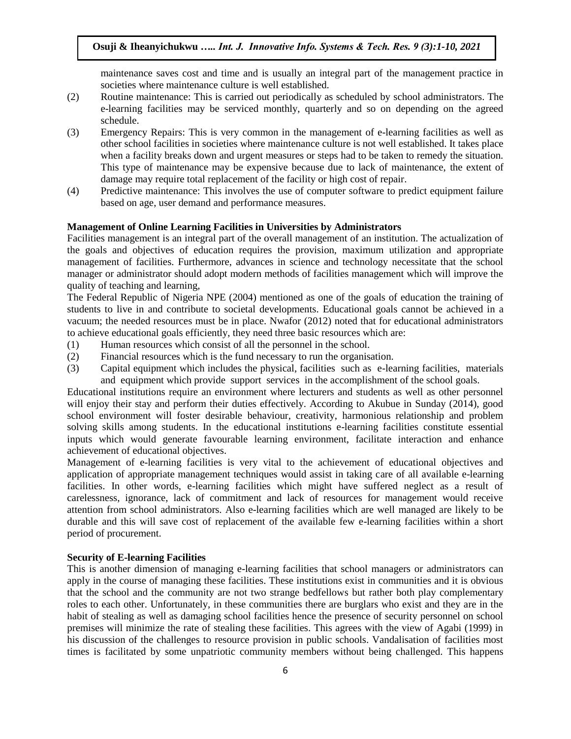maintenance saves cost and time and is usually an integral part of the management practice in societies where maintenance culture is well established.

(2) Routine maintenance: This is carried out periodically as scheduled by school administrators. The e-learning facilities may be serviced monthly, quarterly and so on depending on the agreed schedule.

(3) Emergency Repairs: This is very common in the management of e-learning facilities as well as other school facilities in societies where maintenance culture is not well established. It takes place when a facility breaks down and urgent measures or steps had to be taken to remedy the situation. This type of maintenance may be expensive because due to lack of maintenance, the extent of damage may require total replacement of the facility or high cost of repair.

(4) Predictive maintenance: This involves the use of computer software to predict equipment failure based on age, user demand and performance measures.

**Management of Online Learning Facilities in Universities by Administrators**

Facilities management is an integral part of the overall management of an institution. The actualization of the goals and objectives of education requires the provision, maximum utilization and appropriate management of facilities. Furthermore, advances in science and technology necessitate that the school manager or administrator should adopt modern methods of facilities management which will improve the quality of teaching and learning,

The Federal Republic of Nigeria NPE (2004) mentioned as one of the goals of education the training of students to live in and contribute to societal developments. Educational goals cannot be achieved in a vacuum; the needed resources must be in place. Nwafor (2012) noted that for educational administrators to achieve educational goals efficiently, they need three basic resources which are:

(1) Human resources which consist of all the personnel in the school.

(2) Financial resources which is the fund necessary to run the organisation.

(3) Capital equipment which includes the physical, facilities such as e-learning facilities, materials and equipment which provide support services in the accomplishment of the school goals.

Educational institutions require an environment where lecturers and students as well as other personnel will enjoy their stay and perform their duties effectively. According to Akubue in Sunday (2014), good school environment will foster desirable behaviour, creativity, harmonious relationship and problem solving skills among students. In the educational institutions e-learning facilities constitute essential inputs which would generate favourable learning environment, facilitate interaction and enhance achievement of educational objectives.

Management of e-learning facilities is very vital to the achievement of educational objectives and application of appropriate management techniques would assist in taking care of all available e-learning facilities. In other words, e-learning facilities which might have suffered neglect as a result of carelessness, ignorance, lack of commitment and lack of resources for management would receive attention from school administrators. Also e-learning facilities which are well managed are likely to be durable and this will save cost of replacement of the available few e-learning facilities within a short period of procurement.

**Security of E-learning Facilities**

This is another dimension of managing e-learning facilities that school managers or administrators can apply in the course of managing these facilities. These institutions exist in communities and it is obvious that the school and the community are not two strange bedfellows but rather both play complementary roles to each other. Unfortunately, in these communities there are burglars who exist and they are in the habit of stealing as well as damaging school facilities hence the presence of security personnel on school premises will minimize the rate of stealing these facilities. This agrees with the view of Agabi (1999) in his discussion of the challenges to resource provision in public schools. Vandalisation of facilities most times is facilitated by some unpatriotic community members without being challenged. This happens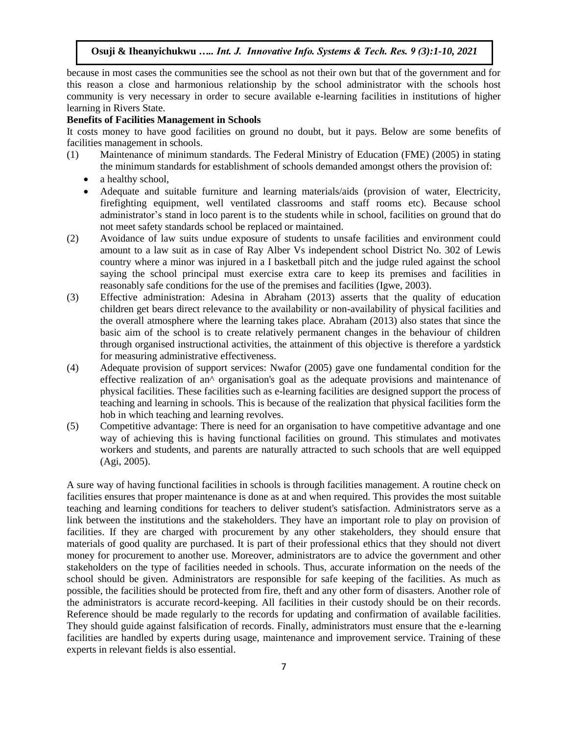because in most cases the communities see the school as not their own but that of the government and for this reason a close and harmonious relationship by the school administrator with the schools host community is very necessary in order to secure available e-learning facilities in institutions of higher learning in Rivers State.

**Benefits of Facilities Management in Schools**

It costs money to have good facilities on ground no doubt, but it pays. Below are some benefits of facilities management in schools.

(1) Maintenance of minimum standards. The Federal Ministry of Education (FME) (2005) in stating the minimum standards for establishment of schools demanded amongst others the provision of:
   - a healthy school,
   - Adequate and suitable furniture and learning materials/aids (provision of water, Electricity, firefighting equipment, well ventilated classrooms and staff rooms etc). Because school administrator's stand in loco parent is to the students while in school, facilities on ground that do not meet safety standards school be replaced or maintained.

(2) Avoidance of law suits undue exposure of students to unsafe facilities and environment could amount to a law suit as in case of Ray Alber Vs independent school District No. 302 of Lewis country where a minor was injured in a I basketball pitch and the judge ruled against the school saying the school principal must exercise extra care to keep its premises and facilities in reasonably safe conditions for the use of the premises and facilities (Igwe, 2003).

(3) Effective administration: Adesina in Abraham (2013) asserts that the quality of education children get bears direct relevance to the availability or non-availability of physical facilities and the overall atmosphere where the learning takes place. Abraham (2013) also states that since the basic aim of the school is to create relatively permanent changes in the behaviour of children through organised instructional activities, the attainment of this objective is therefore a yardstick for measuring administrative effectiveness.

(4) Adequate provision of support services: Nwafor (2005) gave one fundamental condition for the effective realization of an^ organisation's goal as the adequate provisions and maintenance of physical facilities. These facilities such as e-learning facilities are designed support the process of teaching and learning in schools. This is because of the realization that physical facilities form the hob in which teaching and learning revolves.

(5) Competitive advantage: There is need for an organisation to have competitive advantage and one way of achieving this is having functional facilities on ground. This stimulates and motivates workers and students, and parents are naturally attracted to such schools that are well equipped (Agi, 2005).

A sure way of having functional facilities in schools is through facilities management. A routine check on facilities ensures that proper maintenance is done as at and when required. This provides the most suitable teaching and learning conditions for teachers to deliver student's satisfaction. Administrators serve as a link between the institutions and the stakeholders. They have an important role to play on provision of facilities. If they are charged with procurement by any other stakeholders, they should ensure that materials of good quality are purchased. It is part of their professional ethics that they should not divert money for procurement to another use. Moreover, administrators are to advice the government and other stakeholders on the type of facilities needed in schools. Thus, accurate information on the needs of the school should be given. Administrators are responsible for safe keeping of the facilities. As much as possible, the facilities should be protected from fire, theft and any other form of disasters. Another role of the administrators is accurate record-keeping. All facilities in their custody should be on their records. Reference should be made regularly to the records for updating and confirmation of available facilities. They should guide against falsification of records. Finally, administrators must ensure that the e-learning facilities are handled by experts during usage, maintenance and improvement service. Training of these experts in relevant fields is also essential.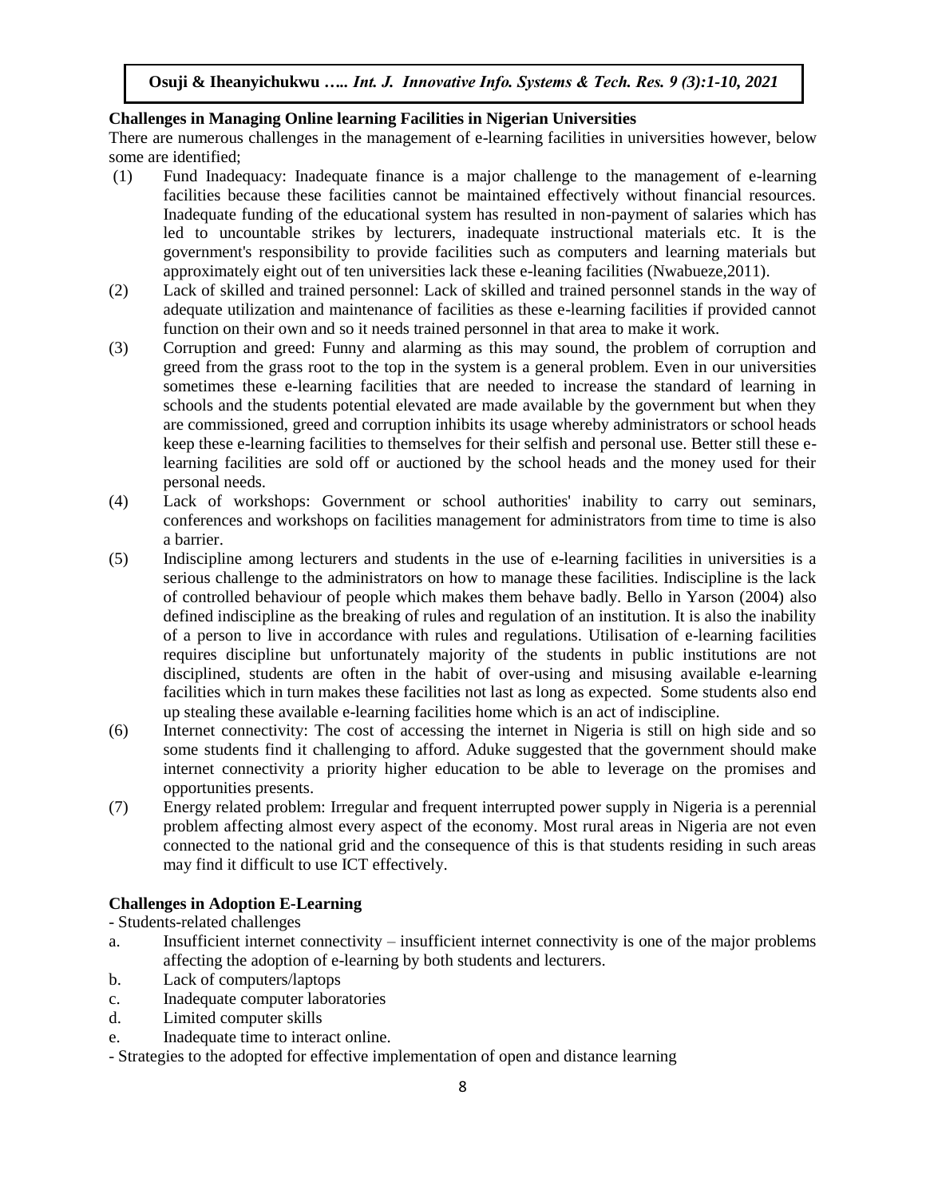**Challenges in Managing Online learning Facilities in Nigerian Universities**

There are numerous challenges in the management of e-learning facilities in universities however, below some are identified;

(1) Fund Inadequacy: Inadequate finance is a major challenge to the management of e-learning facilities because these facilities cannot be maintained effectively without financial resources. Inadequate funding of the educational system has resulted in non-payment of salaries which has led to uncountable strikes by lecturers, inadequate instructional materials etc. It is the government's responsibility to provide facilities such as computers and learning materials but approximately eight out of ten universities lack these e-leaning facilities (Nwabueze,2011).

(2) Lack of skilled and trained personnel: Lack of skilled and trained personnel stands in the way of adequate utilization and maintenance of facilities as these e-learning facilities if provided cannot function on their own and so it needs trained personnel in that area to make it work.

(3) Corruption and greed: Funny and alarming as this may sound, the problem of corruption and greed from the grass root to the top in the system is a general problem. Even in our universities sometimes these e-learning facilities that are needed to increase the standard of learning in schools and the students potential elevated are made available by the government but when they are commissioned, greed and corruption inhibits its usage whereby administrators or school heads keep these e-learning facilities to themselves for their selfish and personal use. Better still these e-learning facilities are sold off or auctioned by the school heads and the money used for their personal needs.

(4) Lack of workshops: Government or school authorities' inability to carry out seminars, conferences and workshops on facilities management for administrators from time to time is also a barrier.

(5) Indiscipline among lecturers and students in the use of e-learning facilities in universities is a serious challenge to the administrators on how to manage these facilities. Indiscipline is the lack of controlled behaviour of people which makes them behave badly. Bello in Yarson (2004) also defined indiscipline as the breaking of rules and regulation of an institution. It is also the inability of a person to live in accordance with rules and regulations. Utilisation of e-learning facilities requires discipline but unfortunately majority of the students in public institutions are not disciplined, students are often in the habit of over-using and misusing available e-learning facilities which in turn makes these facilities not last as long as expected. Some students also end up stealing these available e-learning facilities home which is an act of indiscipline.

(6) Internet connectivity: The cost of accessing the internet in Nigeria is still on high side and so some students find it challenging to afford. Aduke suggested that the government should make internet connectivity a priority higher education to be able to leverage on the promises and opportunities presents.

(7) Energy related problem: Irregular and frequent interrupted power supply in Nigeria is a perennial problem affecting almost every aspect of the economy. Most rural areas in Nigeria are not even connected to the national grid and the consequence of this is that students residing in such areas may find it difficult to use ICT effectively.

**Challenges in Adoption E-Learning**

- Students-related challenges

a. Insufficient internet connectivity – insufficient internet connectivity is one of the major problems affecting the adoption of e-learning by both students and lecturers.

b. Lack of computers/laptops

c. Inadequate computer laboratories

d. Limited computer skills

e. Inadequate time to interact online.

- Strategies to the adopted for effective implementation of open and distance learning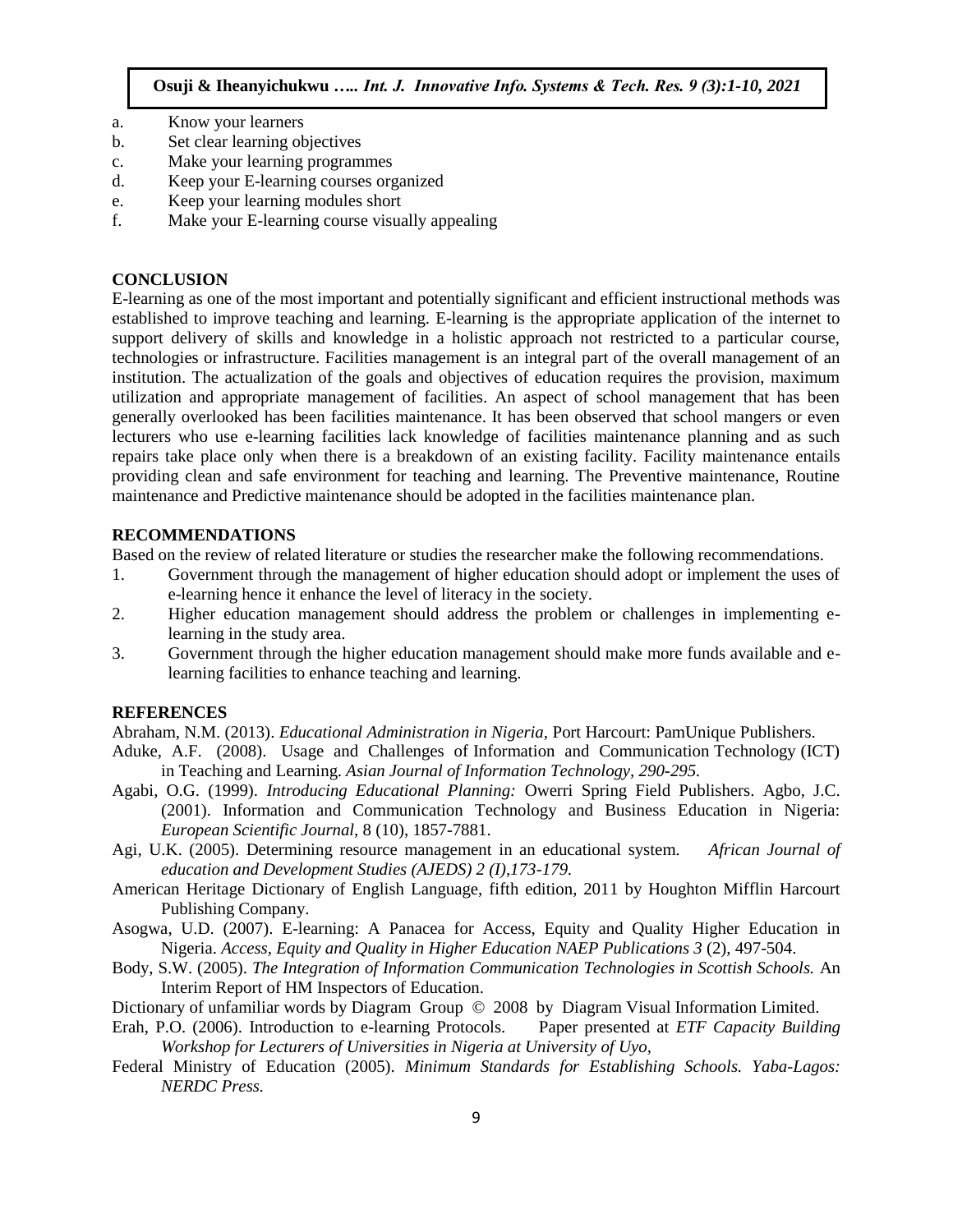a. Know your learners
b. Set clear learning objectives
c. Make your learning programmes
d. Keep your E-learning courses organized
e. Keep your learning modules short
f. Make your E-learning course visually appealing

## CONCLUSION

E-learning as one of the most important and potentially significant and efficient instructional methods was established to improve teaching and learning. E-learning is the appropriate application of the internet to support delivery of skills and knowledge in a holistic approach not restricted to a particular course, technologies or infrastructure. Facilities management is an integral part of the overall management of an institution. The actualization of the goals and objectives of education requires the provision, maximum utilization and appropriate management of facilities. An aspect of school management that has been generally overlooked has been facilities maintenance. It has been observed that school mangers or even lecturers who use e-learning facilities lack knowledge of facilities maintenance planning and as such repairs take place only when there is a breakdown of an existing facility. Facility maintenance entails providing clean and safe environment for teaching and learning. The Preventive maintenance, Routine maintenance and Predictive maintenance should be adopted in the facilities maintenance plan.

## RECOMMENDATIONS

Based on the review of related literature or studies the researcher make the following recommendations.

1. Government through the management of higher education should adopt or implement the uses of e-learning hence it enhance the level of literacy in the society.
2. Higher education management should address the problem or challenges in implementing e-learning in the study area.
3. Government through the higher education management should make more funds available and e-learning facilities to enhance teaching and learning.

## REFERENCES

Abraham, N.M. (2013). *Educational Administration in Nigeria*, Port Harcourt: PamUnique Publishers.

Aduke, A.F. (2008). Usage and Challenges of Information and Communication Technology (ICT) in Teaching and Learning. *Asian Journal of Information Technology, 290-295.*

Agabi, O.G. (1999). *Introducing Educational Planning:* Owerri Spring Field Publishers. Agbo, J.C. (2001). Information and Communication Technology and Business Education in Nigeria: *European Scientific Journal,* 8 (10), 1857-7881.

Agi, U.K. (2005). Determining resource management in an educational system. *African Journal of education and Development Studies (AJEDS) 2 (I),173-179.*

American Heritage Dictionary of English Language, fifth edition, 2011 by Houghton Mifflin Harcourt Publishing Company.

Asogwa, U.D. (2007). E-learning: A Panacea for Access, Equity and Quality Higher Education in Nigeria. *Access, Equity and Quality in Higher Education NAEP Publications 3* (2), 497-504.

Body, S.W. (2005). *The Integration of Information Communication Technologies in Scottish Schools.* An Interim Report of HM Inspectors of Education.

Dictionary of unfamiliar words by Diagram Group © 2008 by Diagram Visual Information Limited.

Erah, P.O. (2006). Introduction to e-learning Protocols. Paper presented at *ETF Capacity Building Workshop for Lecturers of Universities in Nigeria at University of Uyo,*

Federal Ministry of Education (2005). *Minimum Standards for Establishing Schools. Yaba-Lagos: NERDC Press.*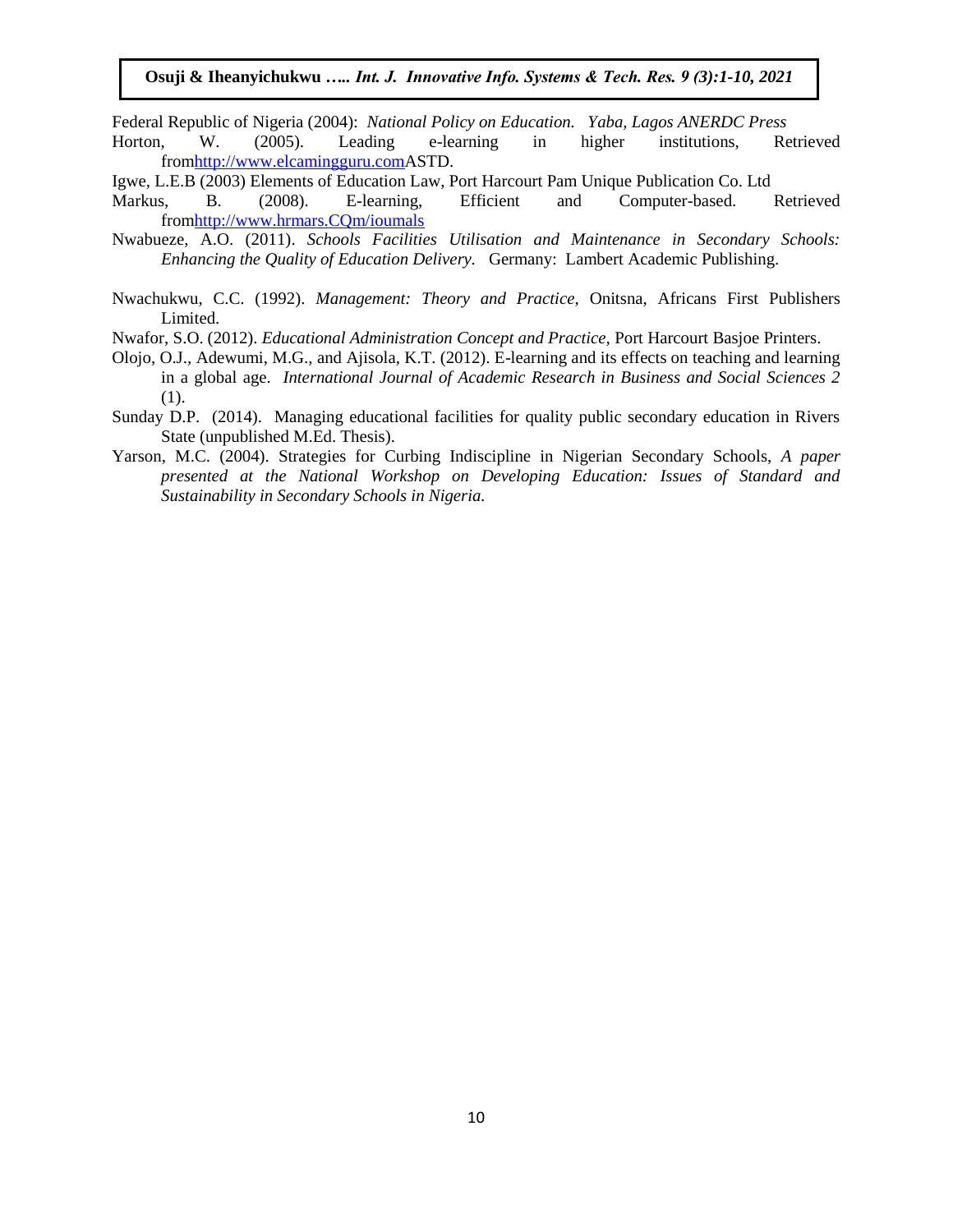Federal Republic of Nigeria (2004): *National Policy on Education. Yaba, Lagos ANERDC Press*

Horton, W. (2005). Leading e-learning in higher institutions, Retrieved fromhttp://www.elcamingguru.comASTD.

Igwe, L.E.B (2003) Elements of Education Law, Port Harcourt Pam Unique Publication Co. Ltd

Markus, B. (2008). E-learning, Efficient and Computer-based. Retrieved fromhttp://www.hrmars.CQm/ioumals

Nwabueze, A.O. (2011). *Schools Facilities Utilisation and Maintenance in Secondary Schools: Enhancing the Quality of Education Delivery.* Germany: Lambert Academic Publishing.

Nwachukwu, C.C. (1992). *Management: Theory and Practice*, Onitsna, Africans First Publishers Limited.

Nwafor, S.O. (2012). *Educational Administration Concept and Practice*, Port Harcourt Basjoe Printers.

Olojo, O.J., Adewumi, M.G., and Ajisola, K.T. (2012). E-learning and its effects on teaching and learning in a global age. *International Journal of Academic Research in Business and Social Sciences 2* (1).

Sunday D.P. (2014). Managing educational facilities for quality public secondary education in Rivers State (unpublished M.Ed. Thesis).

Yarson, M.C. (2004). Strategies for Curbing Indiscipline in Nigerian Secondary Schools, *A paper presented at the National Workshop on Developing Education: Issues of Standard and Sustainability in Secondary Schools in Nigeria.*